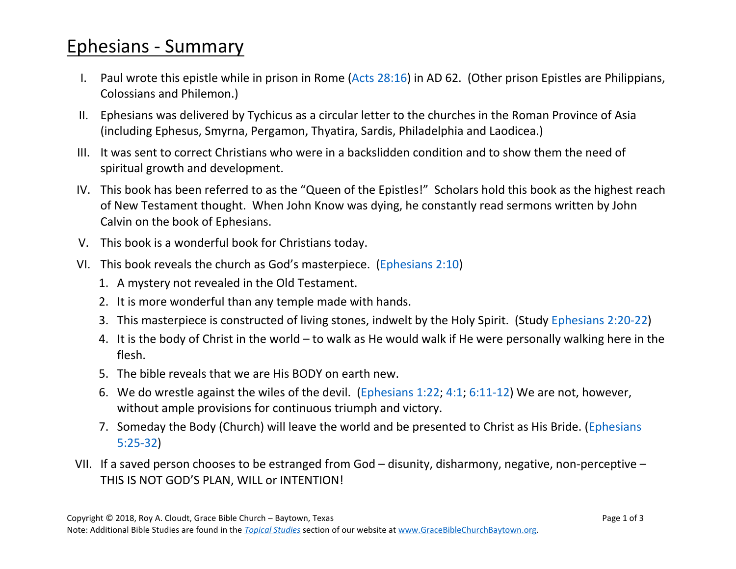# Ephesians - Summary

I. Paul wrote this epistle while in prison in Rome (Acts 28:16) in AD 62. (Other prison Epistles are Philippians, Colossians and Philemon.)

II. Ephesians was delivered by Tychicus as a circular letter to the churches in the Roman Province of Asia (including Ephesus, Smyrna, Pergamon, Thyatira, Sardis, Philadelphia and Laodicea.)

III. It was sent to correct Christians who were in a backslidden condition and to show them the need of spiritual growth and development.

IV. This book has been referred to as the "Queen of the Epistles!" Scholars hold this book as the highest reach of New Testament thought. When John Know was dying, he constantly read sermons written by John Calvin on the book of Ephesians.

V. This book is a wonderful book for Christians today.

VI. This book reveals the church as God's masterpiece. (Ephesians 2:10)

1. A mystery not revealed in the Old Testament.
2. It is more wonderful than any temple made with hands.
3. This masterpiece is constructed of living stones, indwelt by the Holy Spirit. (Study Ephesians 2:20-22)
4. It is the body of Christ in the world – to walk as He would walk if He were personally walking here in the flesh.
5. The bible reveals that we are His BODY on earth new.
6. We do wrestle against the wiles of the devil. (Ephesians 1:22; 4:1; 6:11-12) We are not, however, without ample provisions for continuous triumph and victory.
7. Someday the Body (Church) will leave the world and be presented to Christ as His Bride. (Ephesians 5:25-32)

VII. If a saved person chooses to be estranged from God – disunity, disharmony, negative, non-perceptive – THIS IS NOT GOD'S PLAN, WILL or INTENTION!

Copyright © 2018, Roy A. Cloudt, Grace Bible Church – Baytown, Texas
Note: Additional Bible Studies are found in the *Topical Studies* section of our website at www.GraceBibleChurchBaytown.org.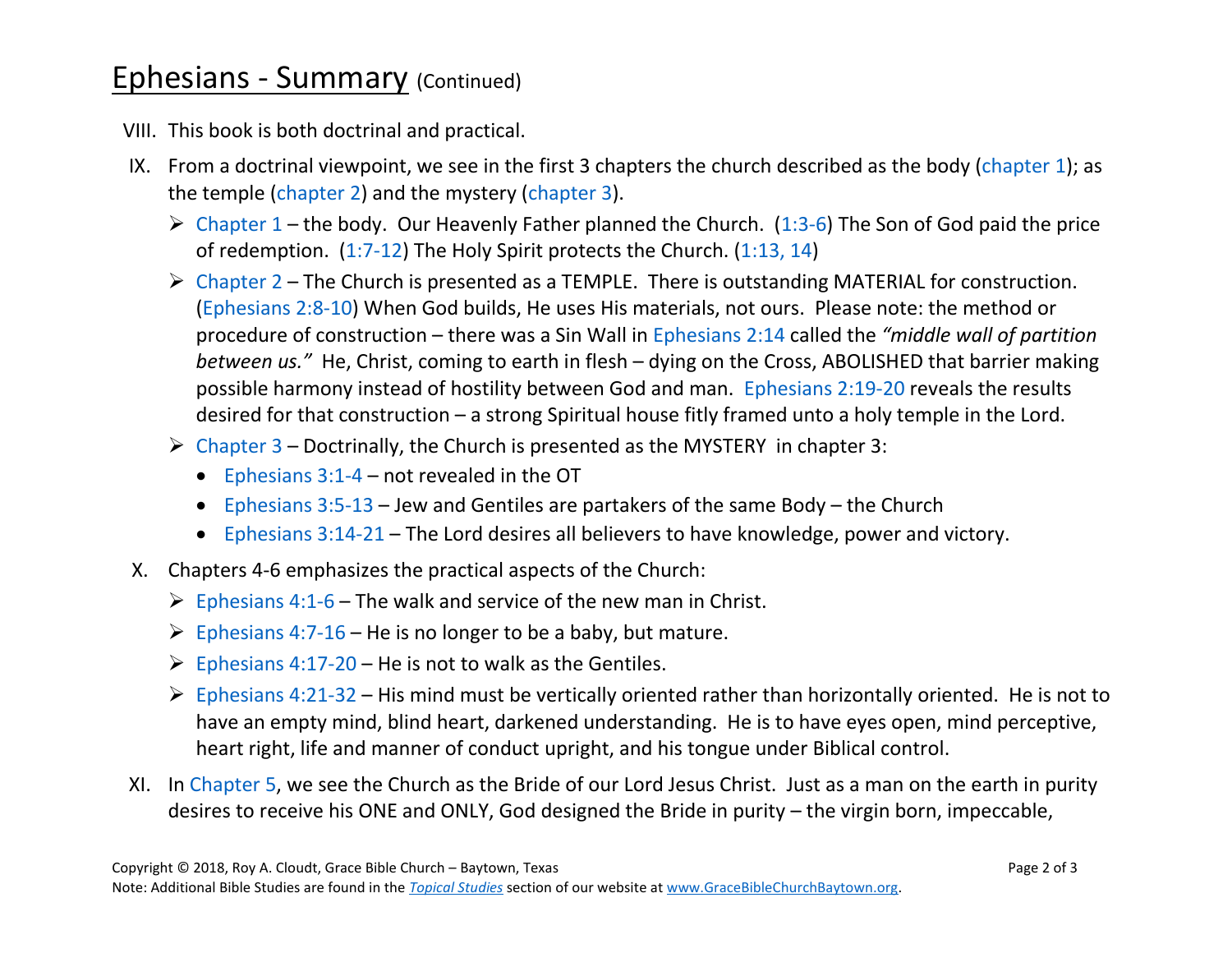# Ephesians - Summary (Continued)

VIII. This book is both doctrinal and practical.

IX. From a doctrinal viewpoint, we see in the first 3 chapters the church described as the body (chapter 1); as the temple (chapter 2) and the mystery (chapter 3).

- Chapter 1 – the body. Our Heavenly Father planned the Church. (1:3-6) The Son of God paid the price of redemption. (1:7-12) The Holy Spirit protects the Church. (1:13, 14)
- Chapter 2 – The Church is presented as a TEMPLE. There is outstanding MATERIAL for construction. (Ephesians 2:8-10) When God builds, He uses His materials, not ours. Please note: the method or procedure of construction – there was a Sin Wall in Ephesians 2:14 called the *"middle wall of partition between us."* He, Christ, coming to earth in flesh – dying on the Cross, ABOLISHED that barrier making possible harmony instead of hostility between God and man. Ephesians 2:19-20 reveals the results desired for that construction – a strong Spiritual house fitly framed unto a holy temple in the Lord.
- Chapter 3 – Doctrinally, the Church is presented as the MYSTERY in chapter 3:
  - Ephesians 3:1-4 – not revealed in the OT
  - Ephesians 3:5-13 – Jew and Gentiles are partakers of the same Body – the Church
  - Ephesians 3:14-21 – The Lord desires all believers to have knowledge, power and victory.

X. Chapters 4-6 emphasizes the practical aspects of the Church:

- Ephesians 4:1-6 – The walk and service of the new man in Christ.
- Ephesians 4:7-16 – He is no longer to be a baby, but mature.
- Ephesians 4:17-20 – He is not to walk as the Gentiles.
- Ephesians 4:21-32 – His mind must be vertically oriented rather than horizontally oriented. He is not to have an empty mind, blind heart, darkened understanding. He is to have eyes open, mind perceptive, heart right, life and manner of conduct upright, and his tongue under Biblical control.

XI. In Chapter 5, we see the Church as the Bride of our Lord Jesus Christ. Just as a man on the earth in purity desires to receive his ONE and ONLY, God designed the Bride in purity – the virgin born, impeccable,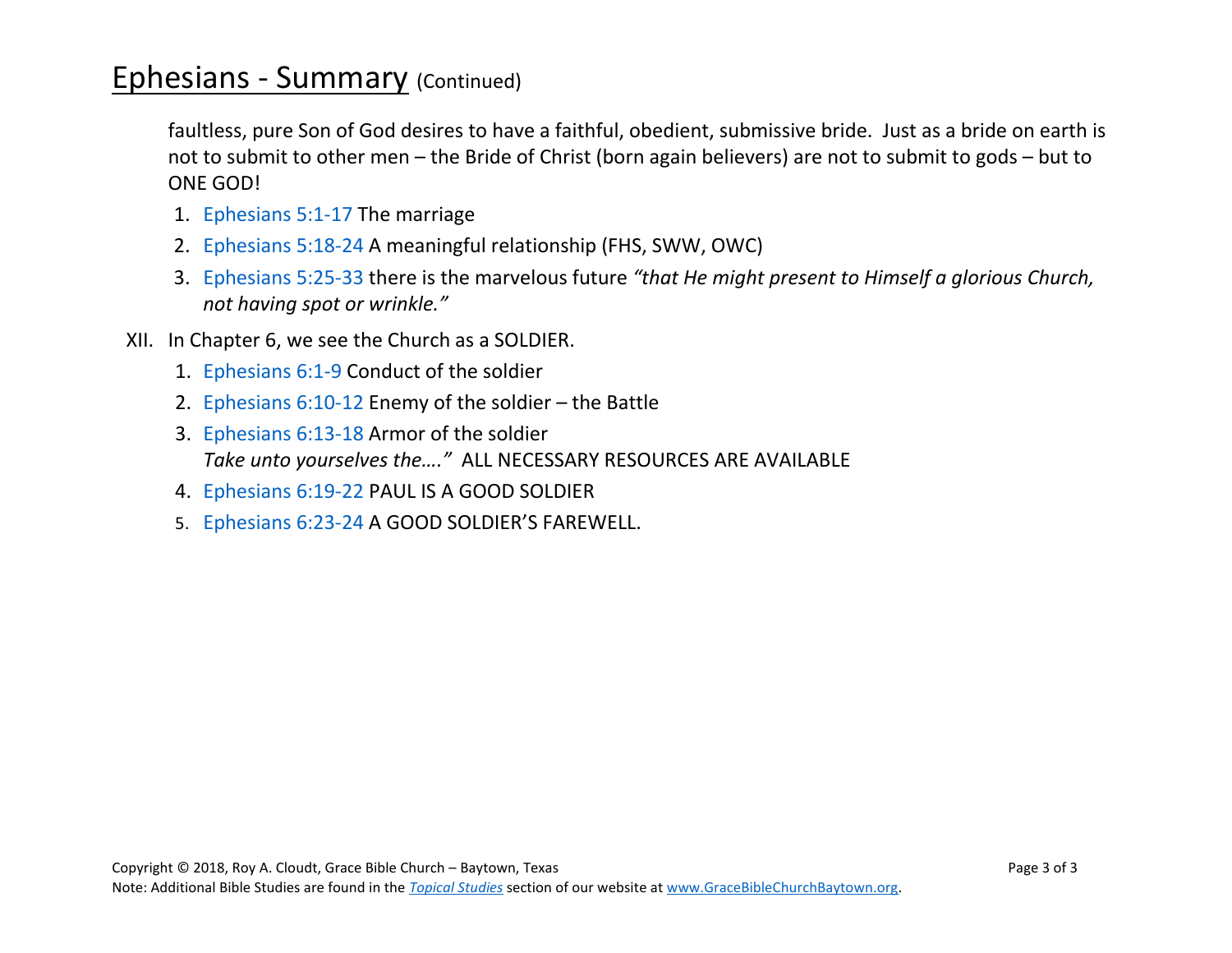# Ephesians - Summary (Continued)

faultless, pure Son of God desires to have a faithful, obedient, submissive bride. Just as a bride on earth is not to submit to other men – the Bride of Christ (born again believers) are not to submit to gods – but to ONE GOD!

1. Ephesians 5:1-17 The marriage
2. Ephesians 5:18-24 A meaningful relationship (FHS, SWW, OWC)
3. Ephesians 5:25-33 there is the marvelous future *"that He might present to Himself a glorious Church, not having spot or wrinkle."*

XII. In Chapter 6, we see the Church as a SOLDIER.

1. Ephesians 6:1-9 Conduct of the soldier
2. Ephesians 6:10-12 Enemy of the soldier – the Battle
3. Ephesians 6:13-18 Armor of the soldier
   *Take unto yourselves the…."* ALL NECESSARY RESOURCES ARE AVAILABLE
4. Ephesians 6:19-22 PAUL IS A GOOD SOLDIER
5. Ephesians 6:23-24 A GOOD SOLDIER'S FAREWELL.

Copyright © 2018, Roy A. Cloudt, Grace Bible Church – Baytown, Texas
Note: Additional Bible Studies are found in the *Topical Studies* section of our website at www.GraceBibleChurchBaytown.org.